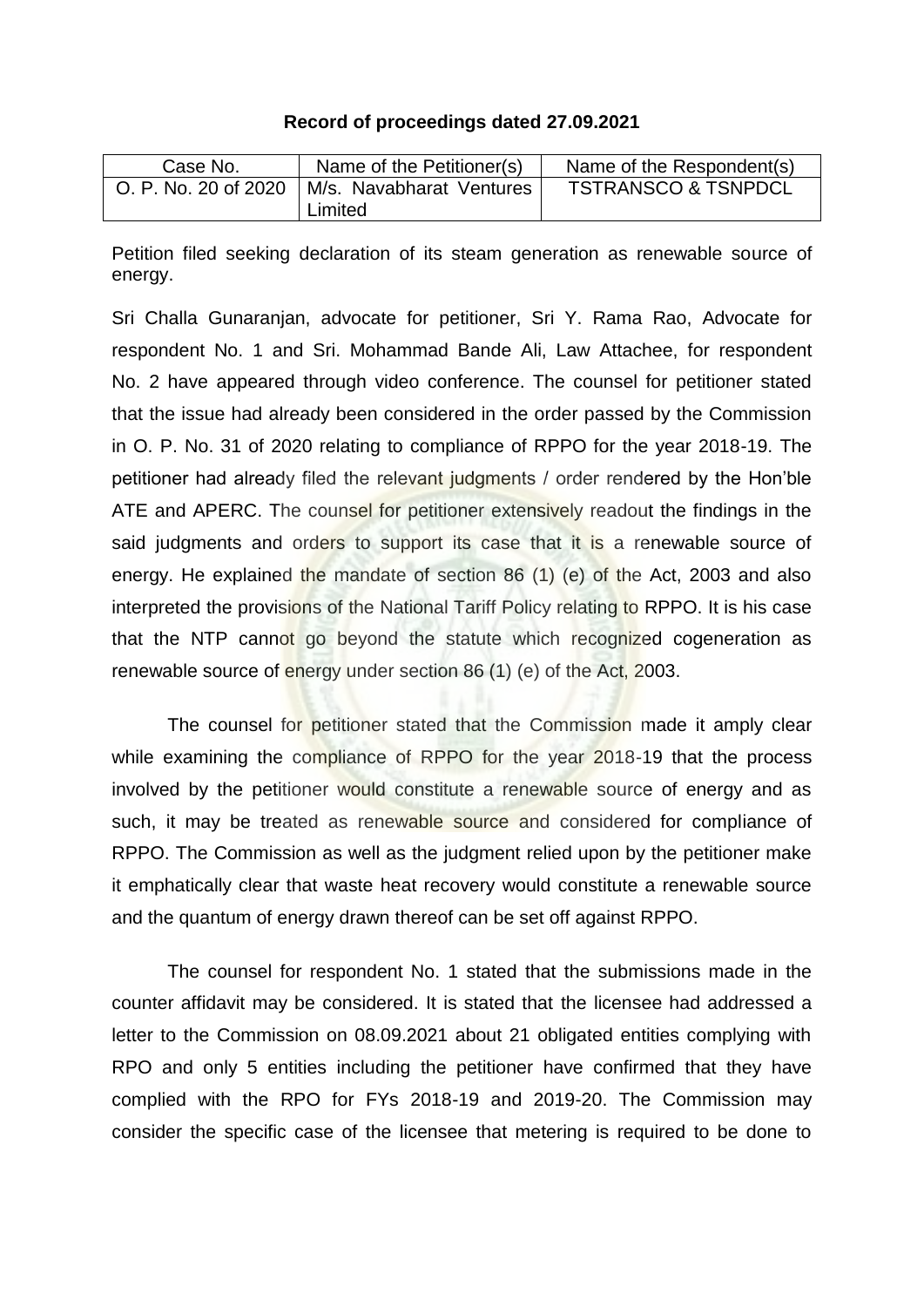**Record of proceedings dated 27.09.2021**

| Case No. | Name of the Petitioner(s) | Name of the Respondent(s) |
|---|---|---|
| O. P. No. 20 of 2020 | M/s. Navabharat Ventures Limited | TSTRANSCO & TSNPDCL |

Petition filed seeking declaration of its steam generation as renewable source of energy.

Sri Challa Gunaranjan, advocate for petitioner, Sri Y. Rama Rao, Advocate for respondent No. 1 and Sri. Mohammad Bande Ali, Law Attachee, for respondent No. 2 have appeared through video conference. The counsel for petitioner stated that the issue had already been considered in the order passed by the Commission in O. P. No. 31 of 2020 relating to compliance of RPPO for the year 2018-19. The petitioner had already filed the relevant judgments / order rendered by the Hon'ble ATE and APERC. The counsel for petitioner extensively readout the findings in the said judgments and orders to support its case that it is a renewable source of energy. He explained the mandate of section 86 (1) (e) of the Act, 2003 and also interpreted the provisions of the National Tariff Policy relating to RPPO. It is his case that the NTP cannot go beyond the statute which recognized cogeneration as renewable source of energy under section 86 (1) (e) of the Act, 2003.

The counsel for petitioner stated that the Commission made it amply clear while examining the compliance of RPPO for the year 2018-19 that the process involved by the petitioner would constitute a renewable source of energy and as such, it may be treated as renewable source and considered for compliance of RPPO. The Commission as well as the judgment relied upon by the petitioner make it emphatically clear that waste heat recovery would constitute a renewable source and the quantum of energy drawn thereof can be set off against RPPO.

The counsel for respondent No. 1 stated that the submissions made in the counter affidavit may be considered. It is stated that the licensee had addressed a letter to the Commission on 08.09.2021 about 21 obligated entities complying with RPO and only 5 entities including the petitioner have confirmed that they have complied with the RPO for FYs 2018-19 and 2019-20. The Commission may consider the specific case of the licensee that metering is required to be done to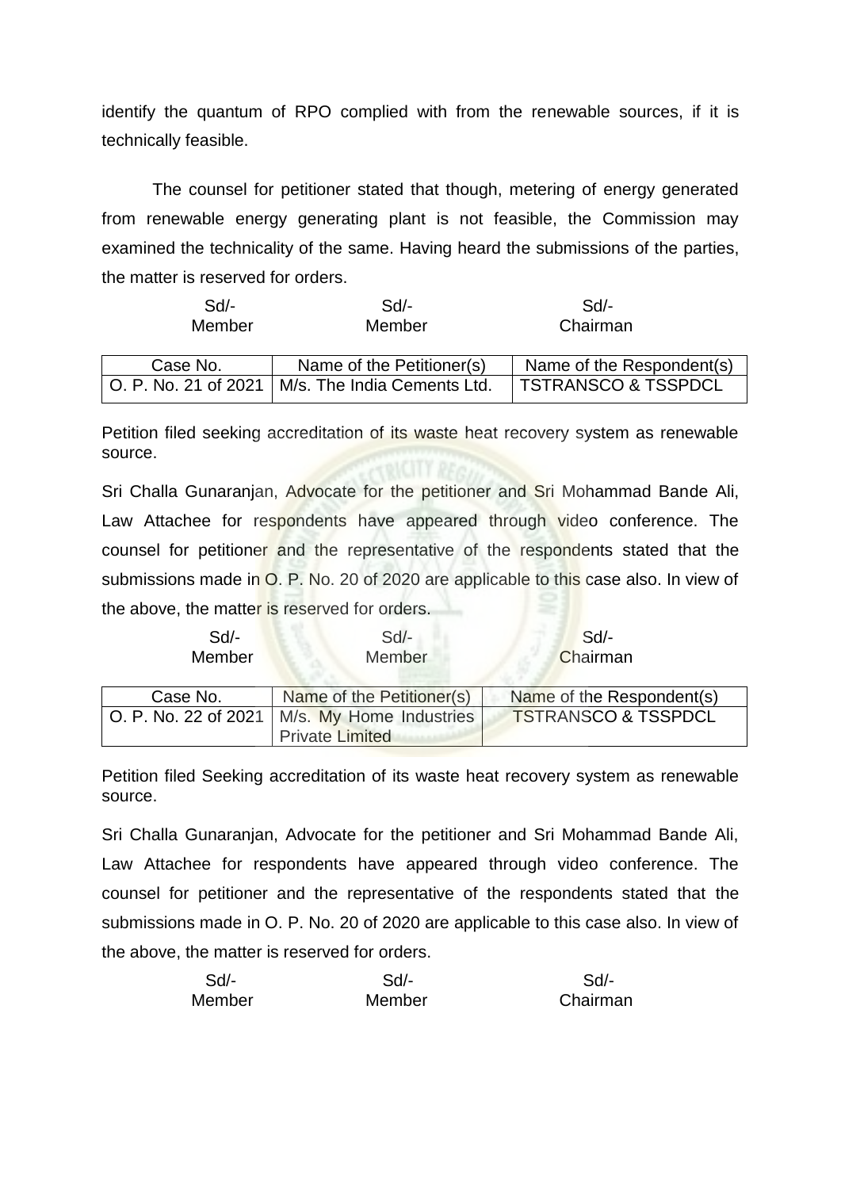identify the quantum of RPO complied with from the renewable sources, if it is technically feasible.

The counsel for petitioner stated that though, metering of energy generated from renewable energy generating plant is not feasible, the Commission may examined the technicality of the same. Having heard the submissions of the parties, the matter is reserved for orders.

| Sd/- | Sd/- | Sd/- |
|---|---|---|
| Member | Member | Chairman |

| Case No. | Name of the Petitioner(s) | Name of the Respondent(s) |
|---|---|---|
| O. P. No. 21 of 2021 | M/s. The India Cements Ltd. | TSTRANSCO & TSSPDCL |

Petition filed seeking accreditation of its waste heat recovery system as renewable source.

Sri Challa Gunaranjan, Advocate for the petitioner and Sri Mohammad Bande Ali, Law Attachee for respondents have appeared through video conference. The counsel for petitioner and the representative of the respondents stated that the submissions made in O. P. No. 20 of 2020 are applicable to this case also. In view of the above, the matter is reserved for orders.

| Sd/- | Sd/- | Sd/- |
|---|---|---|
| Member | Member | Chairman |

| Case No. | Name of the Petitioner(s) | Name of the Respondent(s) |
|---|---|---|
| O. P. No. 22 of 2021 | M/s. My Home Industries Private Limited | TSTRANSCO & TSSPDCL |

Petition filed Seeking accreditation of its waste heat recovery system as renewable source.

Sri Challa Gunaranjan, Advocate for the petitioner and Sri Mohammad Bande Ali, Law Attachee for respondents have appeared through video conference. The counsel for petitioner and the representative of the respondents stated that the submissions made in O. P. No. 20 of 2020 are applicable to this case also. In view of the above, the matter is reserved for orders.

| Sd/- | Sd/- | Sd/- |
|---|---|---|
| Member | Member | Chairman |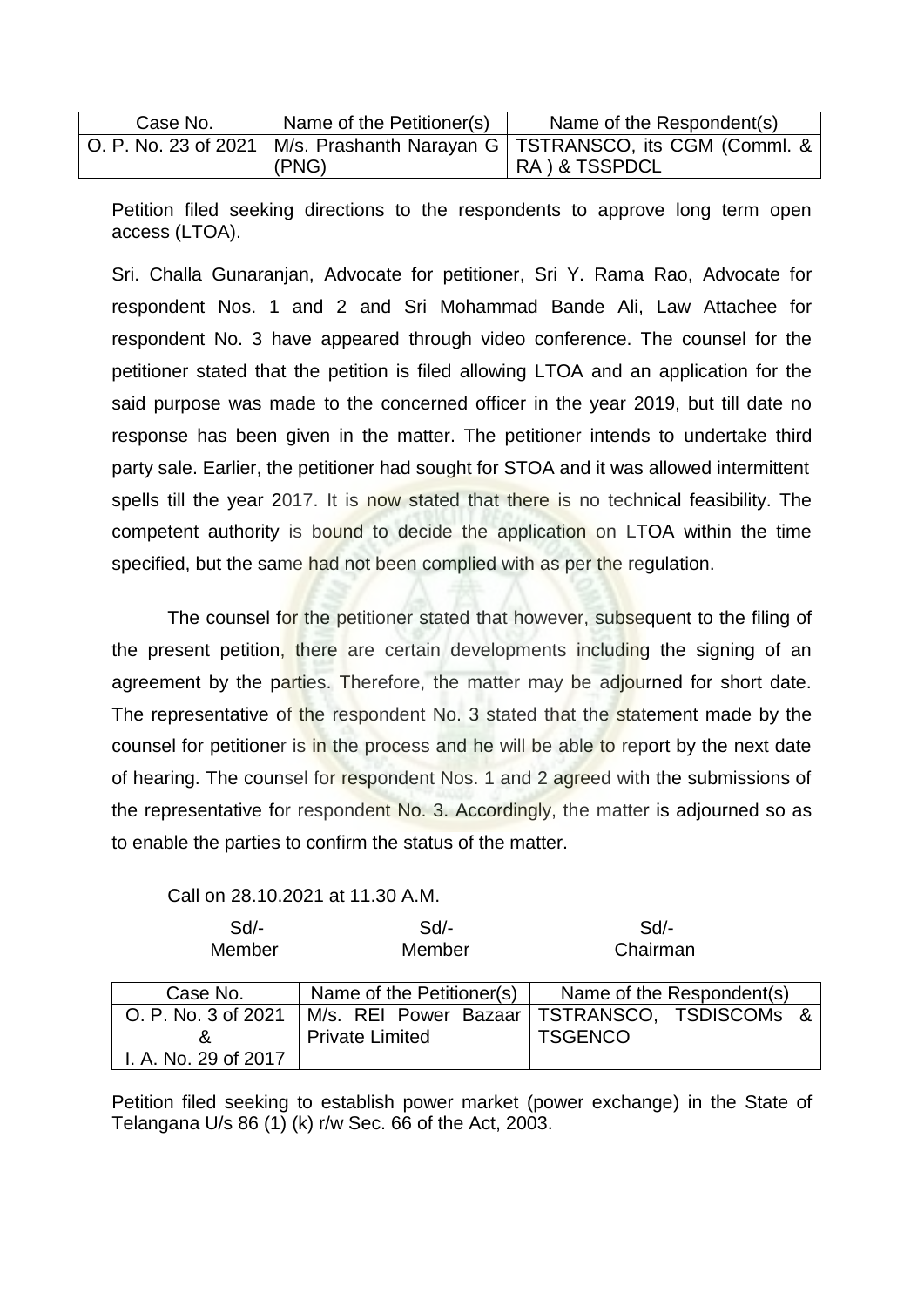| Case No. | Name of the Petitioner(s) | Name of the Respondent(s) |
|---|---|---|
| O. P. No. 23 of 2021 | M/s. Prashanth Narayan G (PNG) | TSTRANSCO, its CGM (Comml. & RA ) & TSSPDCL |

Petition filed seeking directions to the respondents to approve long term open access (LTOA).

Sri. Challa Gunaranjan, Advocate for petitioner, Sri Y. Rama Rao, Advocate for respondent Nos. 1 and 2 and Sri Mohammad Bande Ali, Law Attachee for respondent No. 3 have appeared through video conference. The counsel for the petitioner stated that the petition is filed allowing LTOA and an application for the said purpose was made to the concerned officer in the year 2019, but till date no response has been given in the matter. The petitioner intends to undertake third party sale. Earlier, the petitioner had sought for STOA and it was allowed intermittent spells till the year 2017. It is now stated that there is no technical feasibility. The competent authority is bound to decide the application on LTOA within the time specified, but the same had not been complied with as per the regulation.

The counsel for the petitioner stated that however, subsequent to the filing of the present petition, there are certain developments including the signing of an agreement by the parties. Therefore, the matter may be adjourned for short date. The representative of the respondent No. 3 stated that the statement made by the counsel for petitioner is in the process and he will be able to report by the next date of hearing. The counsel for respondent Nos. 1 and 2 agreed with the submissions of the representative for respondent No. 3. Accordingly, the matter is adjourned so as to enable the parties to confirm the status of the matter.

Call on 28.10.2021 at 11.30 A.M.

| Sd/- | Sd/- | Sd/- |
|---|---|---|
| Member | Member | Chairman |

| Case No. | Name of the Petitioner(s) | Name of the Respondent(s) |
|---|---|---|
| O. P. No. 3 of 2021 & I. A. No. 29 of 2017 | M/s. REI Power Bazaar Private Limited | TSTRANSCO, TSDISCOMs & TSGENCO |

Petition filed seeking to establish power market (power exchange) in the State of Telangana U/s 86 (1) (k) r/w Sec. 66 of the Act, 2003.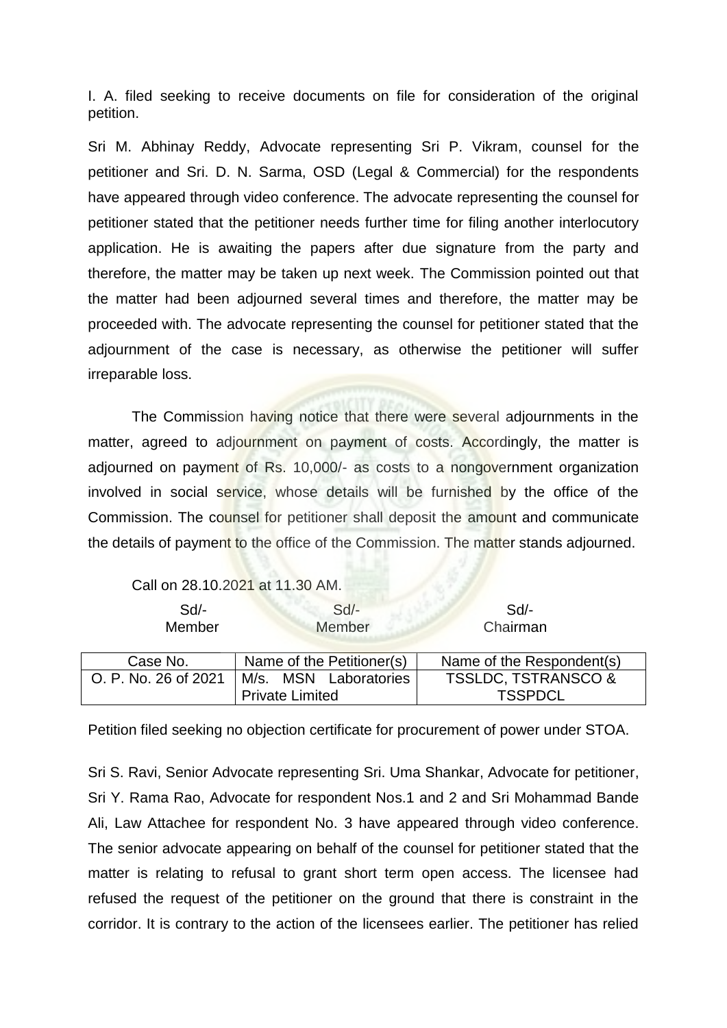I. A. filed seeking to receive documents on file for consideration of the original petition.

Sri M. Abhinay Reddy, Advocate representing Sri P. Vikram, counsel for the petitioner and Sri. D. N. Sarma, OSD (Legal & Commercial) for the respondents have appeared through video conference. The advocate representing the counsel for petitioner stated that the petitioner needs further time for filing another interlocutory application. He is awaiting the papers after due signature from the party and therefore, the matter may be taken up next week. The Commission pointed out that the matter had been adjourned several times and therefore, the matter may be proceeded with. The advocate representing the counsel for petitioner stated that the adjournment of the case is necessary, as otherwise the petitioner will suffer irreparable loss.

The Commission having notice that there were several adjournments in the matter, agreed to adjournment on payment of costs. Accordingly, the matter is adjourned on payment of Rs. 10,000/- as costs to a nongovernment organization involved in social service, whose details will be furnished by the office of the Commission. The counsel for petitioner shall deposit the amount and communicate the details of payment to the office of the Commission. The matter stands adjourned.

Call on 28.10.2021 at 11.30 AM.

| Sd/- | Sd/- | Sd/- |
|---|---|---|
| Member | Member | Chairman |

| Case No. | Name of the Petitioner(s) | Name of the Respondent(s) |
|---|---|---|
| O. P. No. 26 of 2021 | M/s. MSN Laboratories Private Limited | TSSLDC, TSTRANSCO & TSSPDCL |

Petition filed seeking no objection certificate for procurement of power under STOA.

Sri S. Ravi, Senior Advocate representing Sri. Uma Shankar, Advocate for petitioner, Sri Y. Rama Rao, Advocate for respondent Nos.1 and 2 and Sri Mohammad Bande Ali, Law Attachee for respondent No. 3 have appeared through video conference. The senior advocate appearing on behalf of the counsel for petitioner stated that the matter is relating to refusal to grant short term open access. The licensee had refused the request of the petitioner on the ground that there is constraint in the corridor. It is contrary to the action of the licensees earlier. The petitioner has relied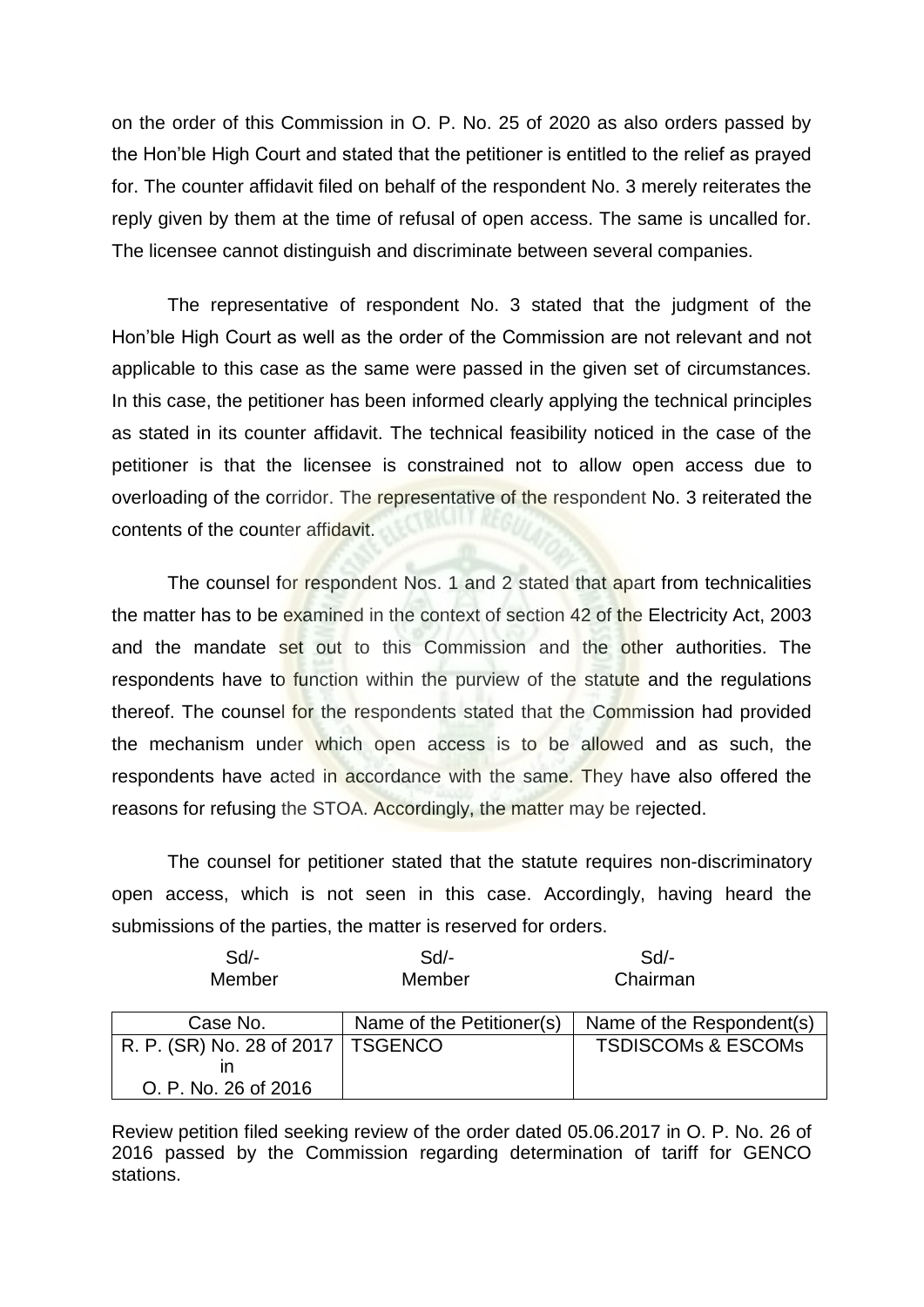on the order of this Commission in O. P. No. 25 of 2020 as also orders passed by the Hon'ble High Court and stated that the petitioner is entitled to the relief as prayed for. The counter affidavit filed on behalf of the respondent No. 3 merely reiterates the reply given by them at the time of refusal of open access. The same is uncalled for. The licensee cannot distinguish and discriminate between several companies.

The representative of respondent No. 3 stated that the judgment of the Hon'ble High Court as well as the order of the Commission are not relevant and not applicable to this case as the same were passed in the given set of circumstances. In this case, the petitioner has been informed clearly applying the technical principles as stated in its counter affidavit. The technical feasibility noticed in the case of the petitioner is that the licensee is constrained not to allow open access due to overloading of the corridor. The representative of the respondent No. 3 reiterated the contents of the counter affidavit.

The counsel for respondent Nos. 1 and 2 stated that apart from technicalities the matter has to be examined in the context of section 42 of the Electricity Act, 2003 and the mandate set out to this Commission and the other authorities. The respondents have to function within the purview of the statute and the regulations thereof. The counsel for the respondents stated that the Commission had provided the mechanism under which open access is to be allowed and as such, the respondents have acted in accordance with the same. They have also offered the reasons for refusing the STOA. Accordingly, the matter may be rejected.

The counsel for petitioner stated that the statute requires non-discriminatory open access, which is not seen in this case. Accordingly, having heard the submissions of the parties, the matter is reserved for orders.

| Sd/- | Sd/- | Sd/- |
|---|---|---|
| Member | Member | Chairman |

| Case No. | Name of the Petitioner(s) | Name of the Respondent(s) |
|---|---|---|
| R. P. (SR) No. 28 of 2017 in O. P. No. 26 of 2016 | TSGENCO | TSDISCOMs & ESCOMs |

Review petition filed seeking review of the order dated 05.06.2017 in O. P. No. 26 of 2016 passed by the Commission regarding determination of tariff for GENCO stations.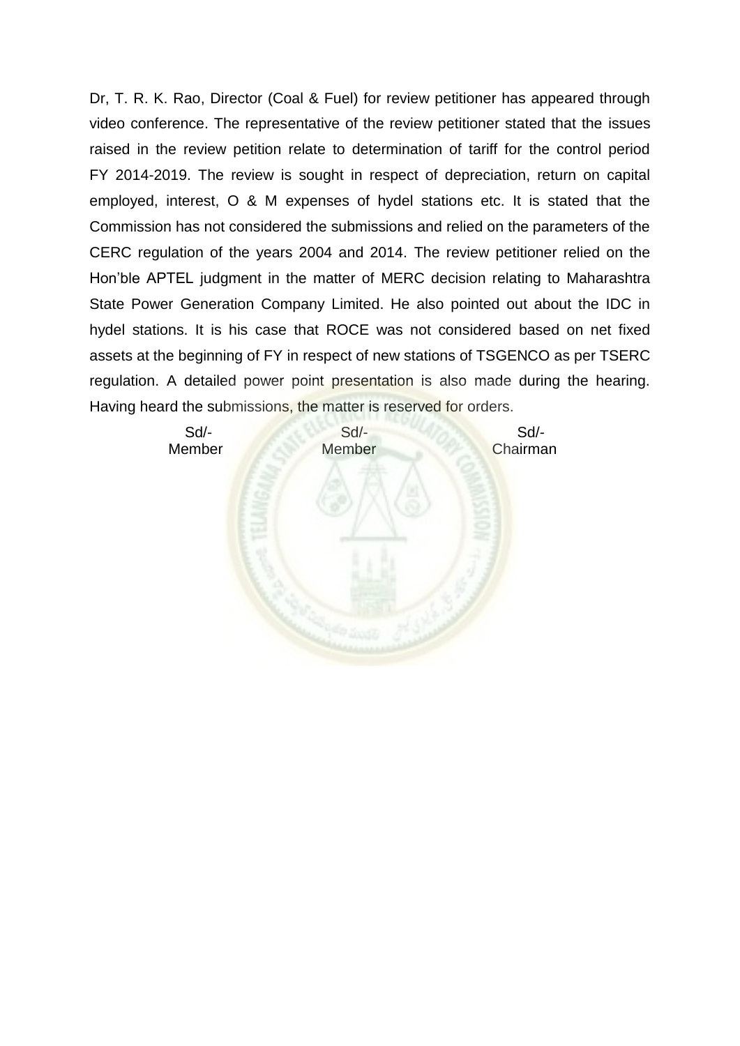Dr, T. R. K. Rao, Director (Coal & Fuel) for review petitioner has appeared through video conference. The representative of the review petitioner stated that the issues raised in the review petition relate to determination of tariff for the control period FY 2014-2019. The review is sought in respect of depreciation, return on capital employed, interest, O & M expenses of hydel stations etc. It is stated that the Commission has not considered the submissions and relied on the parameters of the CERC regulation of the years 2004 and 2014. The review petitioner relied on the Hon'ble APTEL judgment in the matter of MERC decision relating to Maharashtra State Power Generation Company Limited. He also pointed out about the IDC in hydel stations. It is his case that ROCE was not considered based on net fixed assets at the beginning of FY in respect of new stations of TSGENCO as per TSERC regulation. A detailed power point presentation is also made during the hearing. Having heard the submissions, the matter is reserved for orders.

| | | |
|---|---|---|
| Sd/- | Sd/- | Sd/- |
| Member | Member | Chairman |